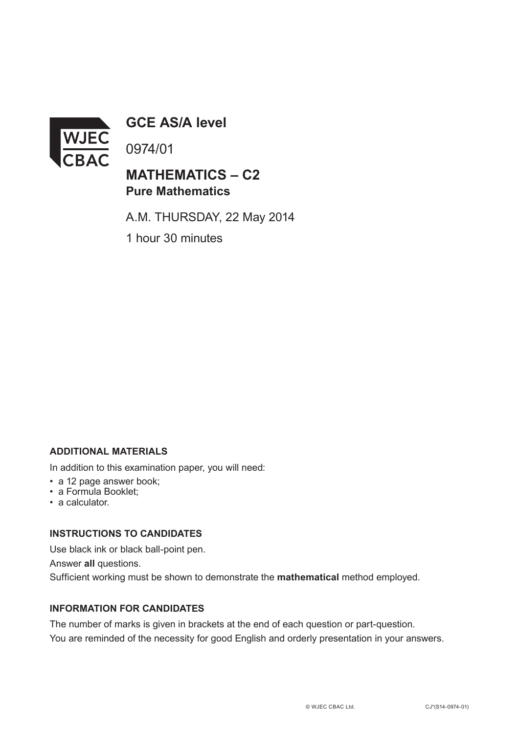# GCE AS/A level

0974/01

## MATHEMATICS – C2
**Pure Mathematics**

A.M. THURSDAY, 22 May 2014

1 hour 30 minutes

**ADDITIONAL MATERIALS**

In addition to this examination paper, you will need:

- a 12 page answer book;
- a Formula Booklet;
- a calculator.

**INSTRUCTIONS TO CANDIDATES**

Use black ink or black ball-point pen.

Answer **all** questions.

Sufficient working must be shown to demonstrate the **mathematical** method employed.

**INFORMATION FOR CANDIDATES**

The number of marks is given in brackets at the end of each question or part-question.

You are reminded of the necessity for good English and orderly presentation in your answers.

© WJEC CBAC Ltd. CJ*(S14-0974-01)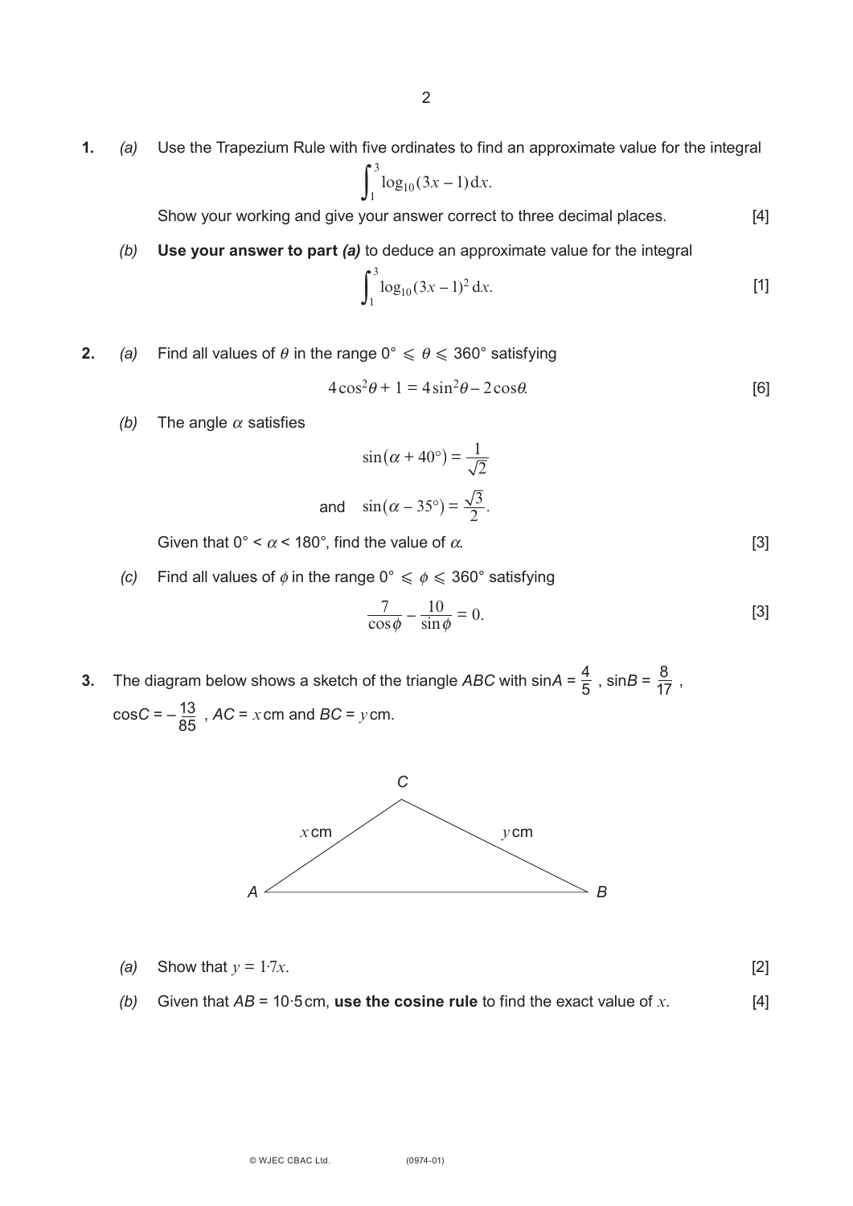**1.** *(a)* Use the Trapezium Rule with five ordinates to find an approximate value for the integral

$$\int_1^3 \log_{10}(3x - 1)\,dx.$$

Show your working and give your answer correct to three decimal places. [4]

*(b)* **Use your answer to part *(a)*** to deduce an approximate value for the integral

$$\int_1^3 \log_{10}(3x - 1)^2\,dx.$$ [1]

**2.** *(a)* Find all values of $\theta$ in the range $0° \leqslant \theta \leqslant 360°$ satisfying

$$4\cos^2\theta + 1 = 4\sin^2\theta - 2\cos\theta.$$ [6]

*(b)* The angle $\alpha$ satisfies

$$\sin(\alpha + 40°) = \frac{1}{\sqrt{2}}$$

and $$\sin(\alpha - 35°) = \frac{\sqrt{3}}{2}.$$

Given that $0° < \alpha < 180°$, find the value of $\alpha$. [3]

*(c)* Find all values of $\phi$ in the range $0° \leqslant \phi \leqslant 360°$ satisfying

$$\frac{7}{\cos\phi} - \frac{10}{\sin\phi} = 0.$$ [3]

**3.** The diagram below shows a sketch of the triangle *ABC* with $\sin A = \frac{4}{5}$, $\sin B = \frac{8}{17}$, $\cos C = -\frac{13}{85}$, $AC = x$ cm and $BC = y$ cm.

C

$x$ cm

$y$ cm

A

B

*(a)* Show that $y = 1{\cdot}7x$. [2]

*(b)* Given that $AB = 10{\cdot}5$ cm, **use the cosine rule** to find the exact value of $x$. [4]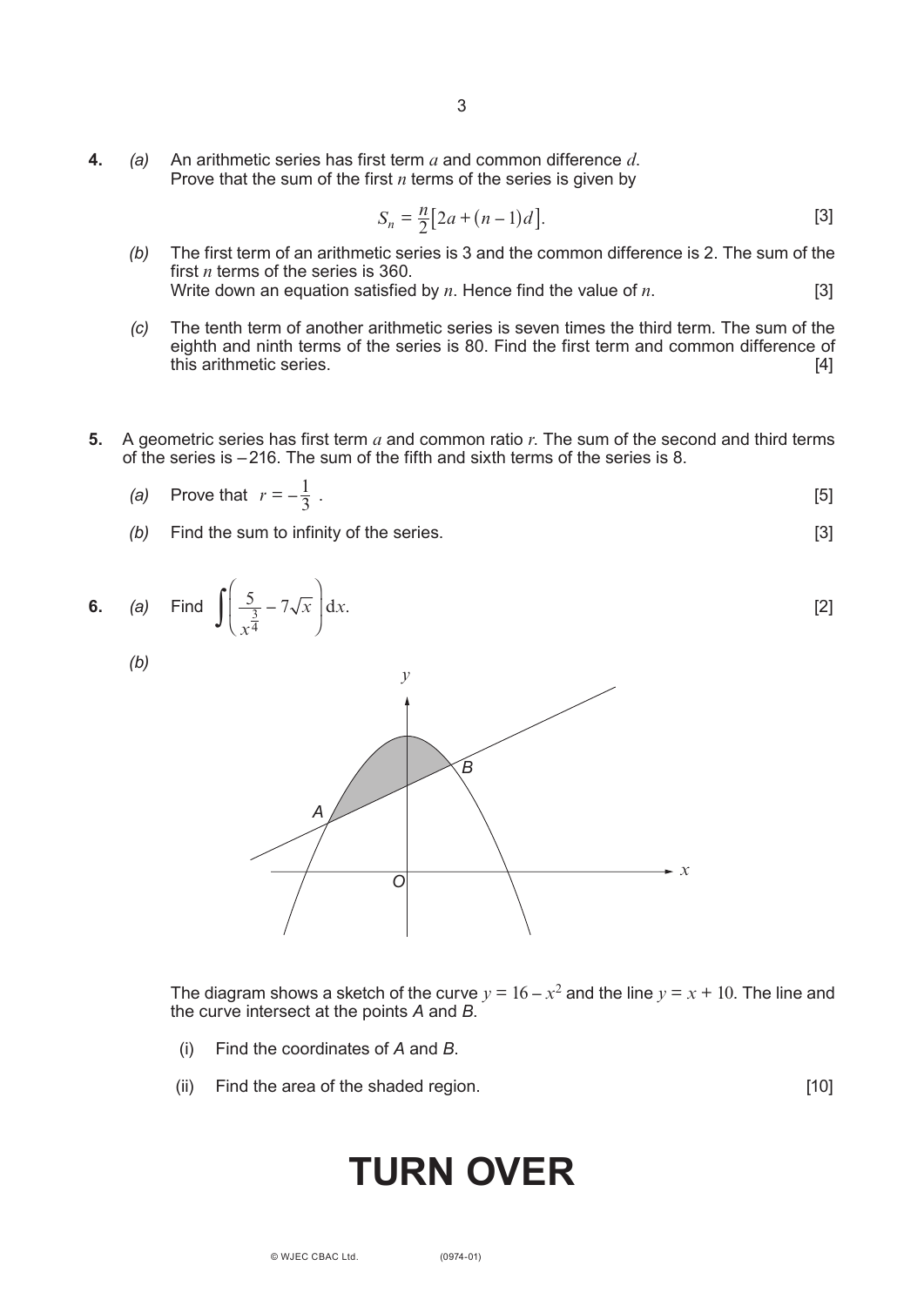**4.** *(a)* An arithmetic series has first term $a$ and common difference $d$.
Prove that the sum of the first $n$ terms of the series is given by

$$S_n = \frac{n}{2}\left[2a + (n-1)d\right].$$ [3]

*(b)* The first term of an arithmetic series is 3 and the common difference is 2. The sum of the first $n$ terms of the series is 360.
Write down an equation satisfied by $n$. Hence find the value of $n$. [3]

*(c)* The tenth term of another arithmetic series is seven times the third term. The sum of the eighth and ninth terms of the series is 80. Find the first term and common difference of this arithmetic series. [4]

**5.** A geometric series has first term $a$ and common ratio $r$. The sum of the second and third terms of the series is $-216$. The sum of the fifth and sixth terms of the series is 8.

*(a)* Prove that $r = -\frac{1}{3}$ . [5]

*(b)* Find the sum to infinity of the series. [3]

**6.** *(a)* Find $\displaystyle\int\left(\frac{5}{x^{\frac{3}{4}}} - 7\sqrt{x}\right)\mathrm{d}x.$ [2]

*(b)*

y

x

O

A

B

The diagram shows a sketch of the curve $y = 16 - x^2$ and the line $y = x + 10$. The line and the curve intersect at the points $A$ and $B$.

(i) Find the coordinates of $A$ and $B$.

(ii) Find the area of the shaded region. [10]

# TURN OVER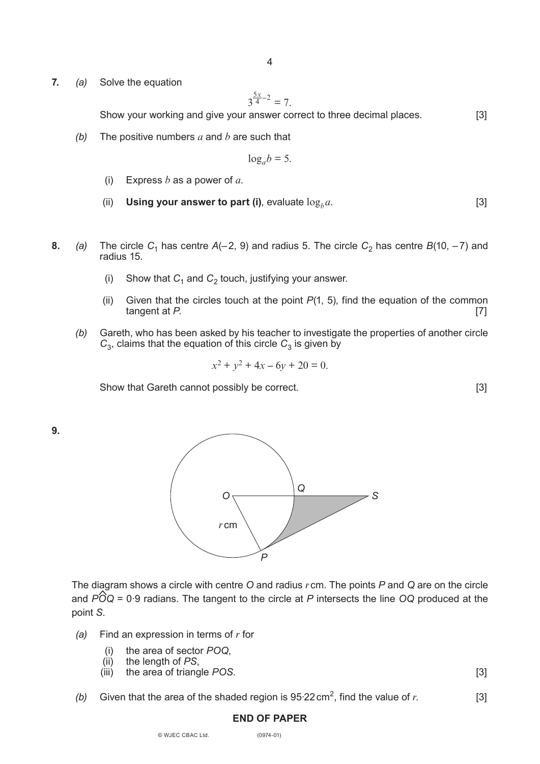**7.** *(a)* Solve the equation

$$3^{\frac{5x}{4}-2} = 7.$$

Show your working and give your answer correct to three decimal places. [3]

*(b)* The positive numbers $a$ and $b$ are such that

$$\log_a b = 5.$$

(i) Express $b$ as a power of $a$.

(ii) **Using your answer to part (i)**, evaluate $\log_b a$. [3]

**8.** *(a)* The circle $C_1$ has centre $A(-2, 9)$ and radius 5. The circle $C_2$ has centre $B(10, -7)$ and radius 15.

(i) Show that $C_1$ and $C_2$ touch, justifying your answer.

(ii) Given that the circles touch at the point $P(1, 5)$, find the equation of the common tangent at $P$. [7]

*(b)* Gareth, who has been asked by his teacher to investigate the properties of another circle $C_3$, claims that the equation of this circle $C_3$ is given by

$$x^2 + y^2 + 4x - 6y + 20 = 0.$$

Show that Gareth cannot possibly be correct. [3]

**9.**

O
Q
S
$r$ cm
P

The diagram shows a circle with centre $O$ and radius $r$ cm. The points $P$ and $Q$ are on the circle and $P\hat{O}Q = 0{\cdot}9$ radians. The tangent to the circle at $P$ intersects the line $OQ$ produced at the point $S$.

*(a)* Find an expression in terms of $r$ for

(i) the area of sector $POQ$,
(ii) the length of $PS$,
(iii) the area of triangle $POS$. [3]

*(b)* Given that the area of the shaded region is $95{\cdot}22\,\text{cm}^2$, find the value of $r$. [3]

**END OF PAPER**